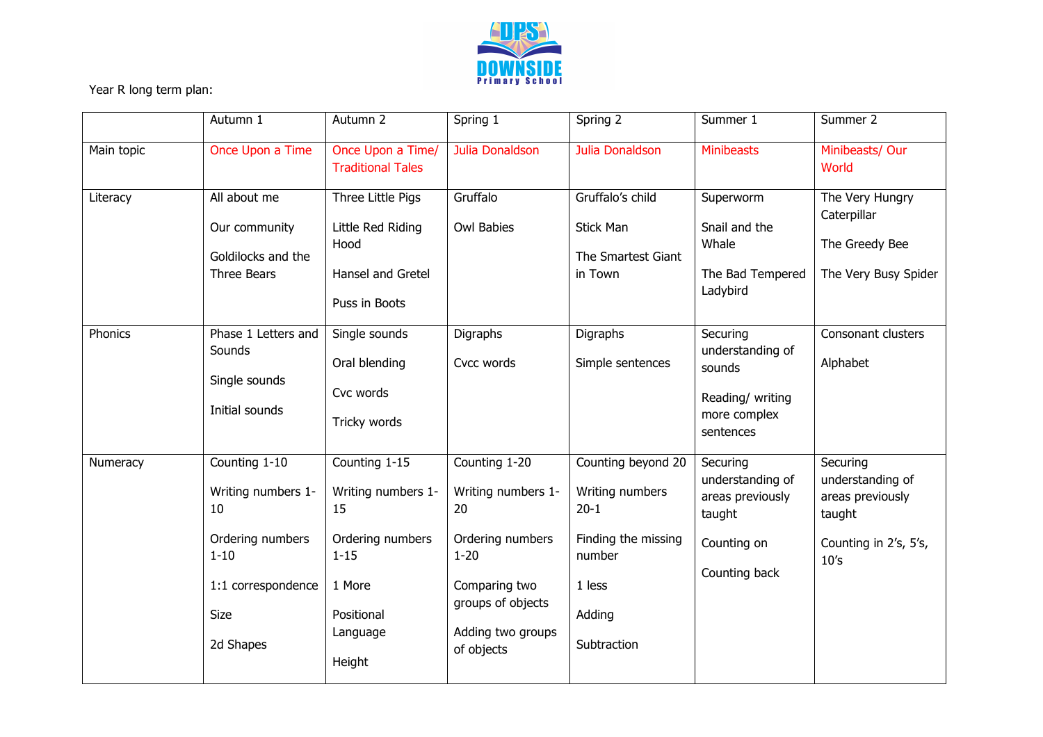Year R long term plan:

| | Autumn 1 | Autumn 2 | Spring 1 | Spring 2 | Summer 1 | Summer 2 |
|---|---|---|---|---|---|---|
| Main topic | Once Upon a Time | Once Upon a Time/ Traditional Tales | Julia Donaldson | Julia Donaldson | Minibeasts | Minibeasts/ Our World |
| Literacy | All about me<br><br>Our community<br><br>Goldilocks and the Three Bears | Three Little Pigs<br><br>Little Red Riding Hood<br><br>Hansel and Gretel<br><br>Puss in Boots | Gruffalo<br><br>Owl Babies | Gruffalo's child<br><br>Stick Man<br><br>The Smartest Giant in Town | Superworm<br><br>Snail and the Whale<br><br>The Bad Tempered Ladybird | The Very Hungry Caterpillar<br><br>The Greedy Bee<br><br>The Very Busy Spider |
| Phonics | Phase 1 Letters and Sounds<br><br>Single sounds<br><br>Initial sounds | Single sounds<br><br>Oral blending<br><br>Cvc words<br><br>Tricky words | Digraphs<br><br>Cvcc words | Digraphs<br><br>Simple sentences | Securing understanding of sounds<br><br>Reading/ writing more complex sentences | Consonant clusters<br><br>Alphabet |
| Numeracy | Counting 1-10<br><br>Writing numbers 1-10<br><br>Ordering numbers 1-10<br><br>1:1 correspondence<br><br>Size<br><br>2d Shapes | Counting 1-15<br><br>Writing numbers 1-15<br><br>Ordering numbers 1-15<br><br>1 More<br><br>Positional Language<br><br>Height | Counting 1-20<br><br>Writing numbers 1-20<br><br>Ordering numbers 1-20<br><br>Comparing two groups of objects<br><br>Adding two groups of objects | Counting beyond 20<br><br>Writing numbers 20-1<br><br>Finding the missing number<br><br>1 less<br><br>Adding<br><br>Subtraction | Securing understanding of areas previously taught<br><br>Counting on<br><br>Counting back | Securing understanding of areas previously taught<br><br>Counting in 2's, 5's, 10's |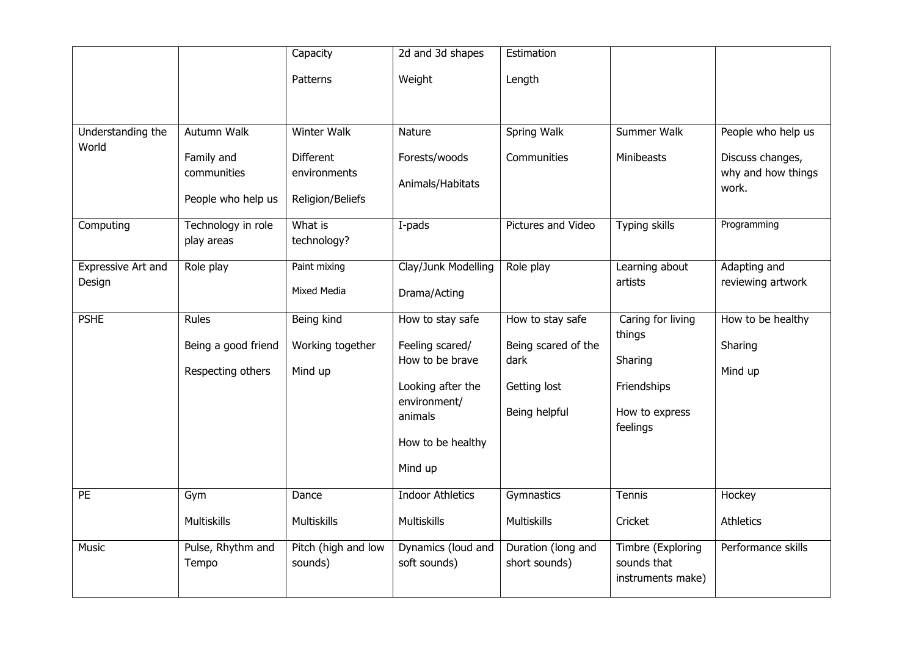| | | | | | | |
|---|---|---|---|---|---|---|
| | | Capacity<br><br>Patterns | 2d and 3d shapes<br><br>Weight | Estimation<br><br>Length | | |
| Understanding the World | Autumn Walk<br><br>Family and communities<br><br>People who help us | Winter Walk<br><br>Different environments<br><br>Religion/Beliefs | Nature<br><br>Forests/woods<br><br>Animals/Habitats | Spring Walk<br><br>Communities | Summer Walk<br><br>Minibeasts | People who help us<br><br>Discuss changes, why and how things work. |
| Computing | Technology in role play areas | What is technology? | I-pads | Pictures and Video | Typing skills | Programming |
| Expressive Art and Design | Role play | Paint mixing<br><br>Mixed Media | Clay/Junk Modelling<br><br>Drama/Acting | Role play | Learning about artists | Adapting and reviewing artwork |
| PSHE | Rules<br><br>Being a good friend<br><br>Respecting others | Being kind<br><br>Working together<br><br>Mind up | How to stay safe<br><br>Feeling scared/ How to be brave<br><br>Looking after the environment/ animals<br><br>How to be healthy<br><br>Mind up | How to stay safe<br><br>Being scared of the dark<br><br>Getting lost<br><br>Being helpful | Caring for living things<br><br>Sharing<br><br>Friendships<br><br>How to express feelings | How to be healthy<br><br>Sharing<br><br>Mind up |
| PE | Gym<br><br>Multiskills | Dance<br><br>Multiskills | Indoor Athletics<br><br>Multiskills | Gymnastics<br><br>Multiskills | Tennis<br><br>Cricket | Hockey<br><br>Athletics |
| Music | Pulse, Rhythm and Tempo | Pitch (high and low sounds) | Dynamics (loud and soft sounds) | Duration (long and short sounds) | Timbre (Exploring sounds that instruments make) | Performance skills |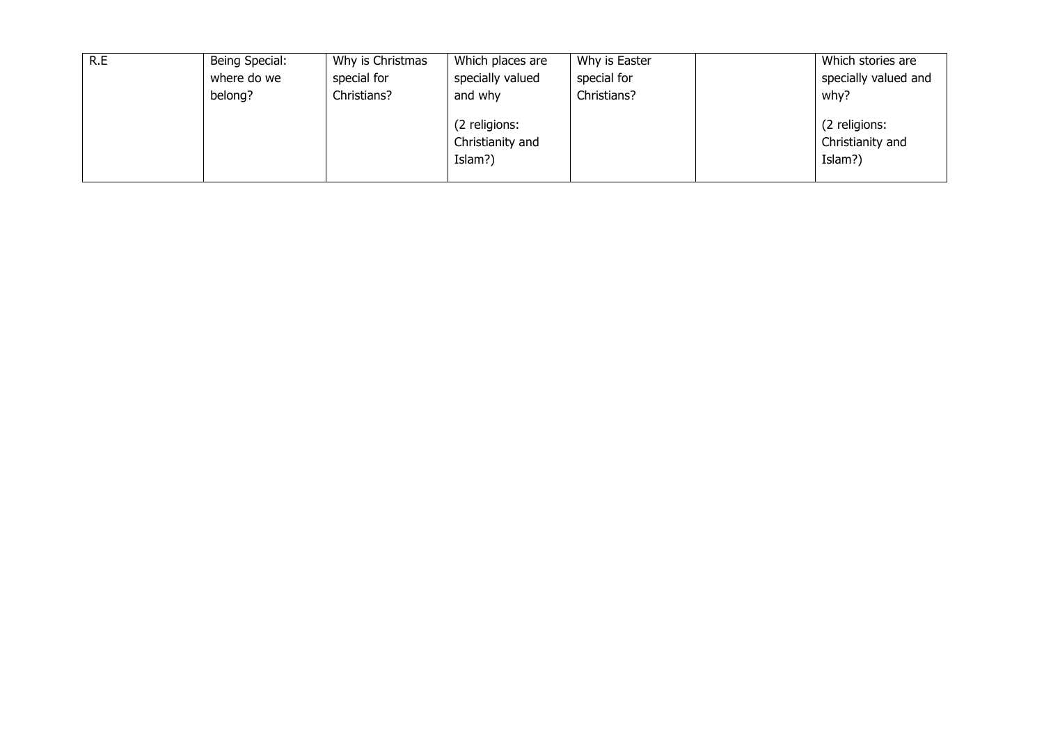| | | | | | | |
|---|---|---|---|---|---|---|
| R.E | Being Special: where do we belong? | Why is Christmas special for Christians? | Which places are specially valued and why<br><br>(2 religions: Christianity and Islam?) | Why is Easter special for Christians? | | Which stories are specially valued and why?<br><br>(2 religions: Christianity and Islam?) |